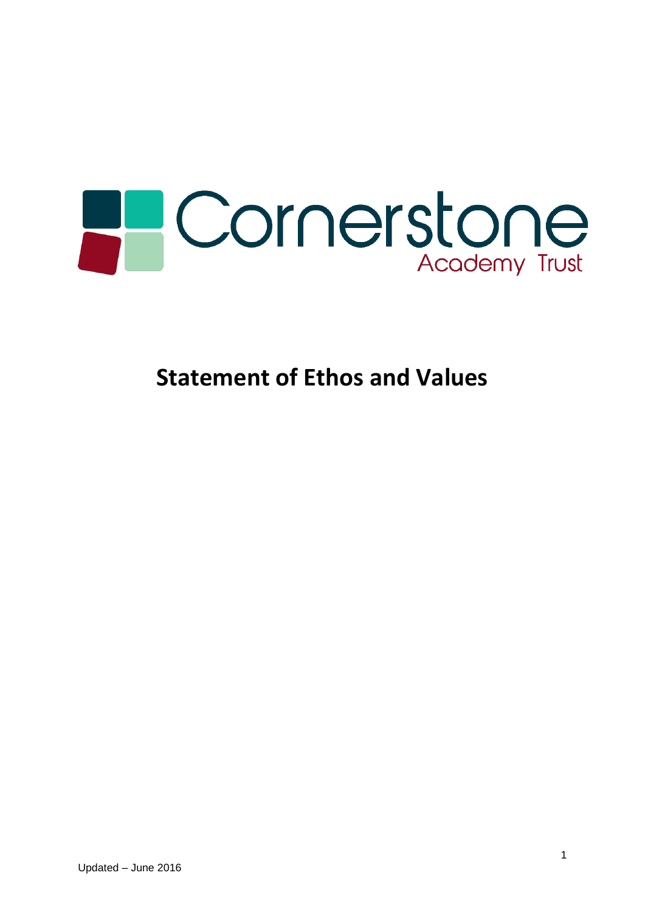Cornerstone Academy Trust

# Statement of Ethos and Values

Updated – June 2016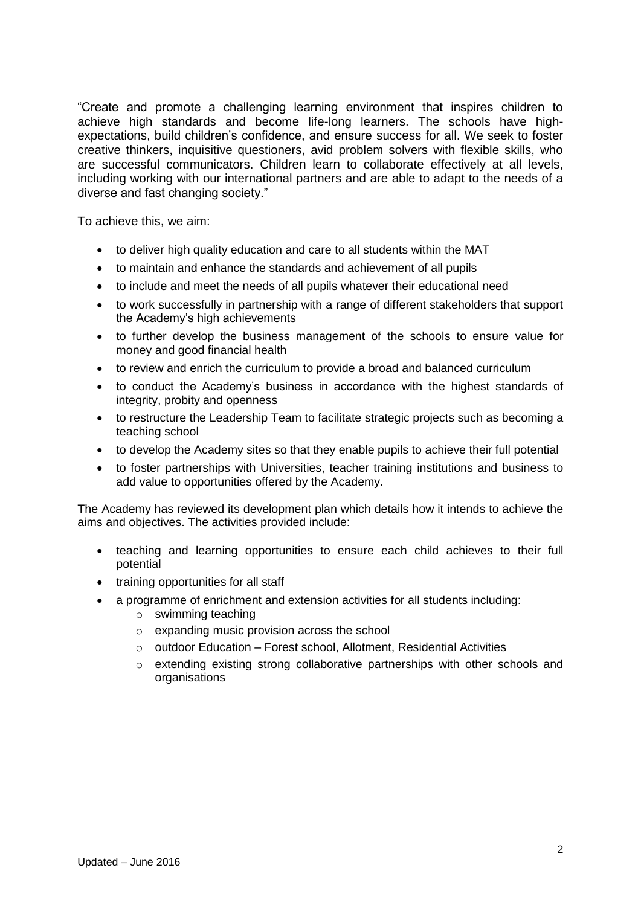"Create and promote a challenging learning environment that inspires children to achieve high standards and become life-long learners. The schools have high-expectations, build children's confidence, and ensure success for all. We seek to foster creative thinkers, inquisitive questioners, avid problem solvers with flexible skills, who are successful communicators. Children learn to collaborate effectively at all levels, including working with our international partners and are able to adapt to the needs of a diverse and fast changing society."

To achieve this, we aim:

- to deliver high quality education and care to all students within the MAT
- to maintain and enhance the standards and achievement of all pupils
- to include and meet the needs of all pupils whatever their educational need
- to work successfully in partnership with a range of different stakeholders that support the Academy's high achievements
- to further develop the business management of the schools to ensure value for money and good financial health
- to review and enrich the curriculum to provide a broad and balanced curriculum
- to conduct the Academy's business in accordance with the highest standards of integrity, probity and openness
- to restructure the Leadership Team to facilitate strategic projects such as becoming a teaching school
- to develop the Academy sites so that they enable pupils to achieve their full potential
- to foster partnerships with Universities, teacher training institutions and business to add value to opportunities offered by the Academy.

The Academy has reviewed its development plan which details how it intends to achieve the aims and objectives. The activities provided include:

- teaching and learning opportunities to ensure each child achieves to their full potential
- training opportunities for all staff
- a programme of enrichment and extension activities for all students including:
  - swimming teaching
  - expanding music provision across the school
  - outdoor Education – Forest school, Allotment, Residential Activities
  - extending existing strong collaborative partnerships with other schools and organisations

Updated – June 2016